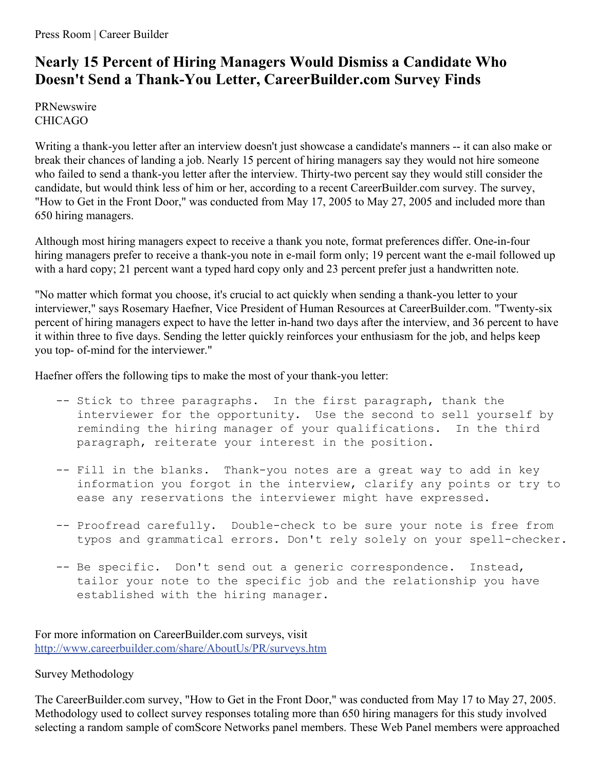Press Room | Career Builder

# Nearly 15 Percent of Hiring Managers Would Dismiss a Candidate Who Doesn't Send a Thank-You Letter, CareerBuilder.com Survey Finds

PRNewswire
CHICAGO

Writing a thank-you letter after an interview doesn't just showcase a candidate's manners -- it can also make or break their chances of landing a job. Nearly 15 percent of hiring managers say they would not hire someone who failed to send a thank-you letter after the interview. Thirty-two percent say they would still consider the candidate, but would think less of him or her, according to a recent CareerBuilder.com survey. The survey, "How to Get in the Front Door," was conducted from May 17, 2005 to May 27, 2005 and included more than 650 hiring managers.

Although most hiring managers expect to receive a thank you note, format preferences differ. One-in-four hiring managers prefer to receive a thank-you note in e-mail form only; 19 percent want the e-mail followed up with a hard copy; 21 percent want a typed hard copy only and 23 percent prefer just a handwritten note.

"No matter which format you choose, it's crucial to act quickly when sending a thank-you letter to your interviewer," says Rosemary Haefner, Vice President of Human Resources at CareerBuilder.com. "Twenty-six percent of hiring managers expect to have the letter in-hand two days after the interview, and 36 percent to have it within three to five days. Sending the letter quickly reinforces your enthusiasm for the job, and helps keep you top- of-mind for the interviewer."

Haefner offers the following tips to make the most of your thank-you letter:

```
-- Stick to three paragraphs.  In the first paragraph, thank the
   interviewer for the opportunity.  Use the second to sell yourself by
   reminding the hiring manager of your qualifications.  In the third
   paragraph, reiterate your interest in the position.

-- Fill in the blanks.  Thank-you notes are a great way to add in key
   information you forgot in the interview, clarify any points or try to
   ease any reservations the interviewer might have expressed.

-- Proofread carefully.  Double-check to be sure your note is free from
   typos and grammatical errors. Don't rely solely on your spell-checker.

-- Be specific.  Don't send out a generic correspondence.  Instead,
   tailor your note to the specific job and the relationship you have
   established with the hiring manager.
```

For more information on CareerBuilder.com surveys, visit
http://www.careerbuilder.com/share/AboutUs/PR/surveys.htm

Survey Methodology

The CareerBuilder.com survey, "How to Get in the Front Door," was conducted from May 17 to May 27, 2005. Methodology used to collect survey responses totaling more than 650 hiring managers for this study involved selecting a random sample of comScore Networks panel members. These Web Panel members were approached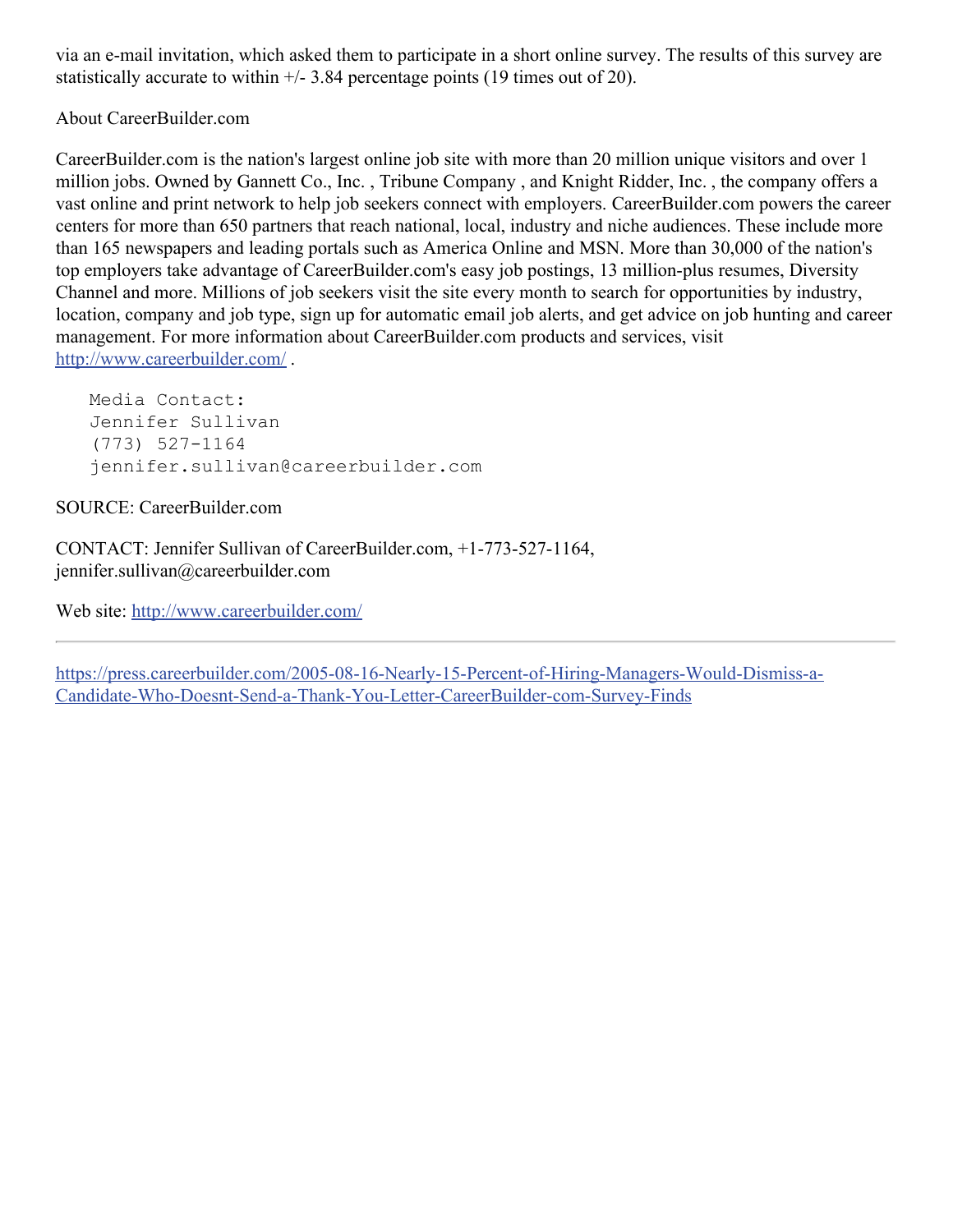via an e-mail invitation, which asked them to participate in a short online survey. The results of this survey are statistically accurate to within +/- 3.84 percentage points (19 times out of 20).

About CareerBuilder.com

CareerBuilder.com is the nation's largest online job site with more than 20 million unique visitors and over 1 million jobs. Owned by Gannett Co., Inc. , Tribune Company , and Knight Ridder, Inc. , the company offers a vast online and print network to help job seekers connect with employers. CareerBuilder.com powers the career centers for more than 650 partners that reach national, local, industry and niche audiences. These include more than 165 newspapers and leading portals such as America Online and MSN. More than 30,000 of the nation's top employers take advantage of CareerBuilder.com's easy job postings, 13 million-plus resumes, Diversity Channel and more. Millions of job seekers visit the site every month to search for opportunities by industry, location, company and job type, sign up for automatic email job alerts, and get advice on job hunting and career management. For more information about CareerBuilder.com products and services, visit http://www.careerbuilder.com/ .

```
Media Contact:
Jennifer Sullivan
(773) 527-1164
jennifer.sullivan@careerbuilder.com
```

SOURCE: CareerBuilder.com

CONTACT: Jennifer Sullivan of CareerBuilder.com, +1-773-527-1164, jennifer.sullivan@careerbuilder.com

Web site: http://www.careerbuilder.com/

---

https://press.careerbuilder.com/2005-08-16-Nearly-15-Percent-of-Hiring-Managers-Would-Dismiss-a-Candidate-Who-Doesnt-Send-a-Thank-You-Letter-CareerBuilder-com-Survey-Finds